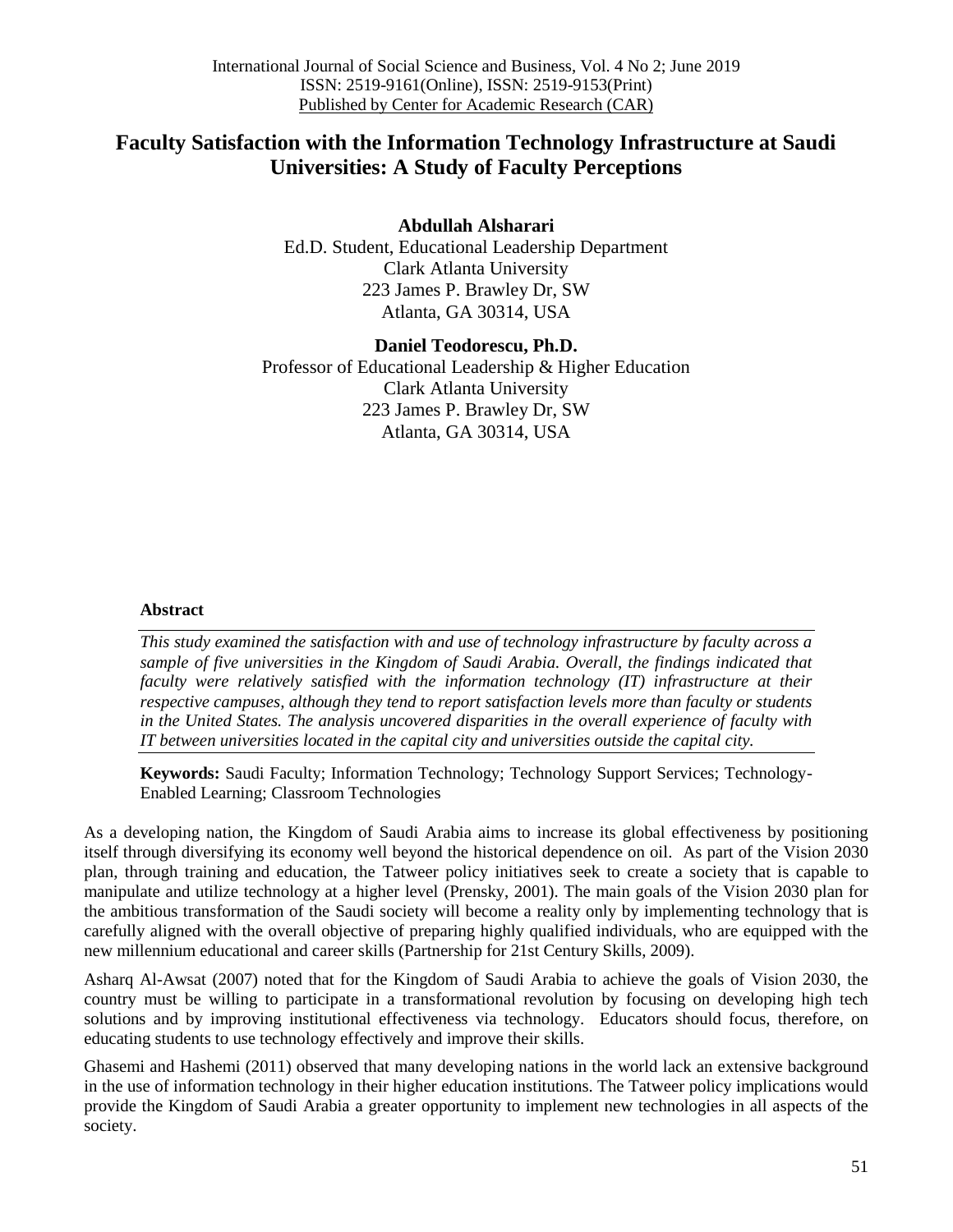International Journal of Social Science and Business, Vol. 4 No 2; June 2019
ISSN: 2519-9161(Online), ISSN: 2519-9153(Print)
Published by Center for Academic Research (CAR)

# Faculty Satisfaction with the Information Technology Infrastructure at Saudi Universities: A Study of Faculty Perceptions

**Abdullah Alsharari**
Ed.D. Student, Educational Leadership Department
Clark Atlanta University
223 James P. Brawley Dr, SW
Atlanta, GA 30314, USA

**Daniel Teodorescu, Ph.D.**
Professor of Educational Leadership & Higher Education
Clark Atlanta University
223 James P. Brawley Dr, SW
Atlanta, GA 30314, USA

## Abstract

*This study examined the satisfaction with and use of technology infrastructure by faculty across a sample of five universities in the Kingdom of Saudi Arabia. Overall, the findings indicated that faculty were relatively satisfied with the information technology (IT) infrastructure at their respective campuses, although they tend to report satisfaction levels more than faculty or students in the United States. The analysis uncovered disparities in the overall experience of faculty with IT between universities located in the capital city and universities outside the capital city.*

**Keywords:** Saudi Faculty; Information Technology; Technology Support Services; Technology-Enabled Learning; Classroom Technologies

As a developing nation, the Kingdom of Saudi Arabia aims to increase its global effectiveness by positioning itself through diversifying its economy well beyond the historical dependence on oil. As part of the Vision 2030 plan, through training and education, the Tatweer policy initiatives seek to create a society that is capable to manipulate and utilize technology at a higher level (Prensky, 2001). The main goals of the Vision 2030 plan for the ambitious transformation of the Saudi society will become a reality only by implementing technology that is carefully aligned with the overall objective of preparing highly qualified individuals, who are equipped with the new millennium educational and career skills (Partnership for 21st Century Skills, 2009).

Asharq Al-Awsat (2007) noted that for the Kingdom of Saudi Arabia to achieve the goals of Vision 2030, the country must be willing to participate in a transformational revolution by focusing on developing high tech solutions and by improving institutional effectiveness via technology. Educators should focus, therefore, on educating students to use technology effectively and improve their skills.

Ghasemi and Hashemi (2011) observed that many developing nations in the world lack an extensive background in the use of information technology in their higher education institutions. The Tatweer policy implications would provide the Kingdom of Saudi Arabia a greater opportunity to implement new technologies in all aspects of the society.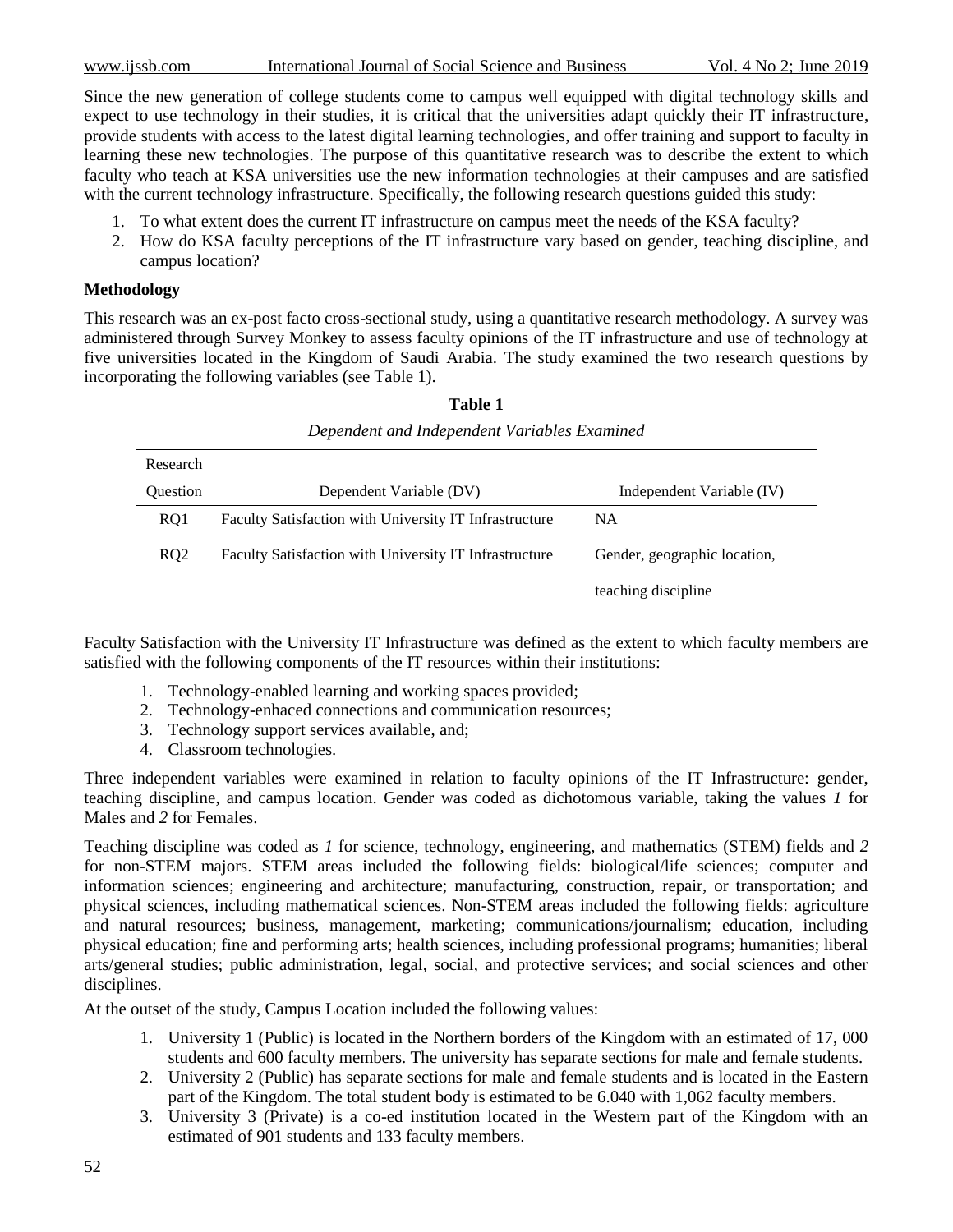Since the new generation of college students come to campus well equipped with digital technology skills and expect to use technology in their studies, it is critical that the universities adapt quickly their IT infrastructure, provide students with access to the latest digital learning technologies, and offer training and support to faculty in learning these new technologies. The purpose of this quantitative research was to describe the extent to which faculty who teach at KSA universities use the new information technologies at their campuses and are satisfied with the current technology infrastructure. Specifically, the following research questions guided this study:

1. To what extent does the current IT infrastructure on campus meet the needs of the KSA faculty?
2. How do KSA faculty perceptions of the IT infrastructure vary based on gender, teaching discipline, and campus location?

**Methodology**

This research was an ex-post facto cross-sectional study, using a quantitative research methodology. A survey was administered through Survey Monkey to assess faculty opinions of the IT infrastructure and use of technology at five universities located in the Kingdom of Saudi Arabia. The study examined the two research questions by incorporating the following variables (see Table 1).

**Table 1**

*Dependent and Independent Variables Examined*

| Research Question | Dependent Variable (DV) | Independent Variable (IV) |
|---|---|---|
| RQ1 | Faculty Satisfaction with University IT Infrastructure | NA |
| RQ2 | Faculty Satisfaction with University IT Infrastructure | Gender, geographic location, teaching discipline |

Faculty Satisfaction with the University IT Infrastructure was defined as the extent to which faculty members are satisfied with the following components of the IT resources within their institutions:

1. Technology-enabled learning and working spaces provided;
2. Technology-enhaced connections and communication resources;
3. Technology support services available, and;
4. Classroom technologies.

Three independent variables were examined in relation to faculty opinions of the IT Infrastructure: gender, teaching discipline, and campus location. Gender was coded as dichotomous variable, taking the values *1* for Males and *2* for Females.

Teaching discipline was coded as *1* for science, technology, engineering, and mathematics (STEM) fields and *2* for non-STEM majors. STEM areas included the following fields: biological/life sciences; computer and information sciences; engineering and architecture; manufacturing, construction, repair, or transportation; and physical sciences, including mathematical sciences. Non-STEM areas included the following fields: agriculture and natural resources; business, management, marketing; communications/journalism; education, including physical education; fine and performing arts; health sciences, including professional programs; humanities; liberal arts/general studies; public administration, legal, social, and protective services; and social sciences and other disciplines.

At the outset of the study, Campus Location included the following values:

1. University 1 (Public) is located in the Northern borders of the Kingdom with an estimated of 17, 000 students and 600 faculty members. The university has separate sections for male and female students.
2. University 2 (Public) has separate sections for male and female students and is located in the Eastern part of the Kingdom. The total student body is estimated to be 6.040 with 1,062 faculty members.
3. University 3 (Private) is a co-ed institution located in the Western part of the Kingdom with an estimated of 901 students and 133 faculty members.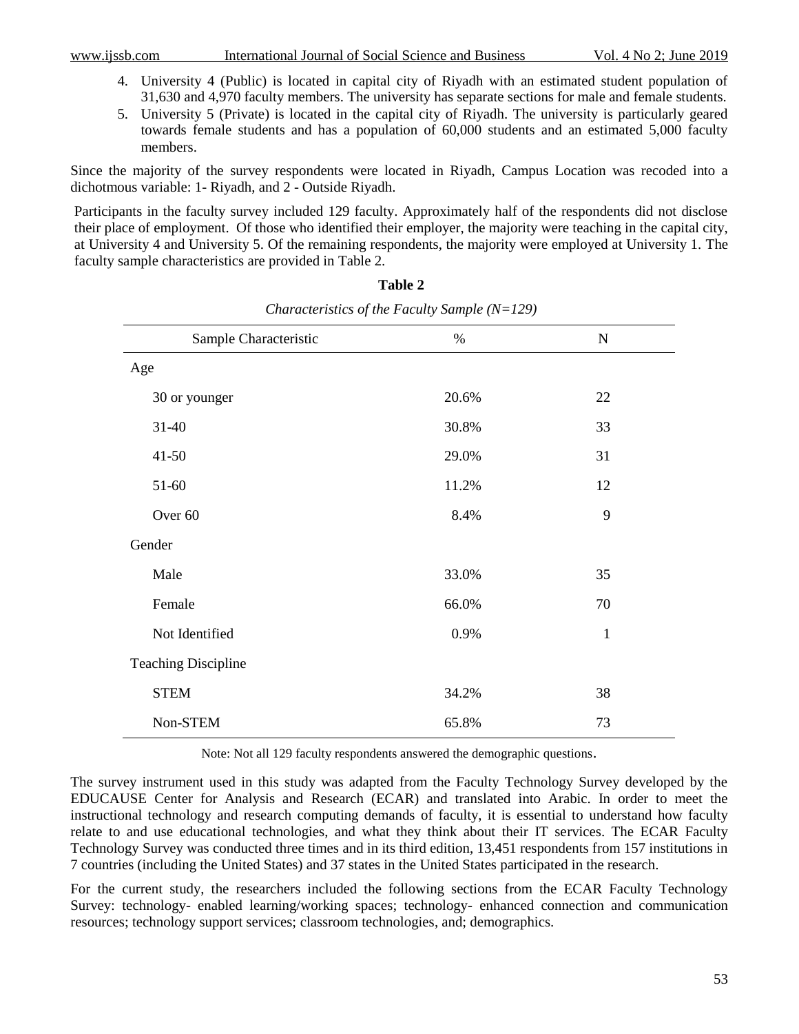4. University 4 (Public) is located in capital city of Riyadh with an estimated student population of 31,630 and 4,970 faculty members. The university has separate sections for male and female students.
5. University 5 (Private) is located in the capital city of Riyadh. The university is particularly geared towards female students and has a population of 60,000 students and an estimated 5,000 faculty members.

Since the majority of the survey respondents were located in Riyadh, Campus Location was recoded into a dichotmous variable: 1- Riyadh, and 2 - Outside Riyadh.

Participants in the faculty survey included 129 faculty. Approximately half of the respondents did not disclose their place of employment. Of those who identified their employer, the majority were teaching in the capital city, at University 4 and University 5. Of the remaining respondents, the majority were employed at University 1. The faculty sample characteristics are provided in Table 2.

**Table 2**

*Characteristics of the Faculty Sample (N=129)*

| Sample Characteristic | % | N |
|---|---|---|
| Age | | |
| 30 or younger | 20.6% | 22 |
| 31-40 | 30.8% | 33 |
| 41-50 | 29.0% | 31 |
| 51-60 | 11.2% | 12 |
| Over 60 | 8.4% | 9 |
| Gender | | |
| Male | 33.0% | 35 |
| Female | 66.0% | 70 |
| Not Identified | 0.9% | 1 |
| Teaching Discipline | | |
| STEM | 34.2% | 38 |
| Non-STEM | 65.8% | 73 |

Note: Not all 129 faculty respondents answered the demographic questions.

The survey instrument used in this study was adapted from the Faculty Technology Survey developed by the EDUCAUSE Center for Analysis and Research (ECAR) and translated into Arabic. In order to meet the instructional technology and research computing demands of faculty, it is essential to understand how faculty relate to and use educational technologies, and what they think about their IT services. The ECAR Faculty Technology Survey was conducted three times and in its third edition, 13,451 respondents from 157 institutions in 7 countries (including the United States) and 37 states in the United States participated in the research.

For the current study, the researchers included the following sections from the ECAR Faculty Technology Survey: technology- enabled learning/working spaces; technology- enhanced connection and communication resources; technology support services; classroom technologies, and; demographics.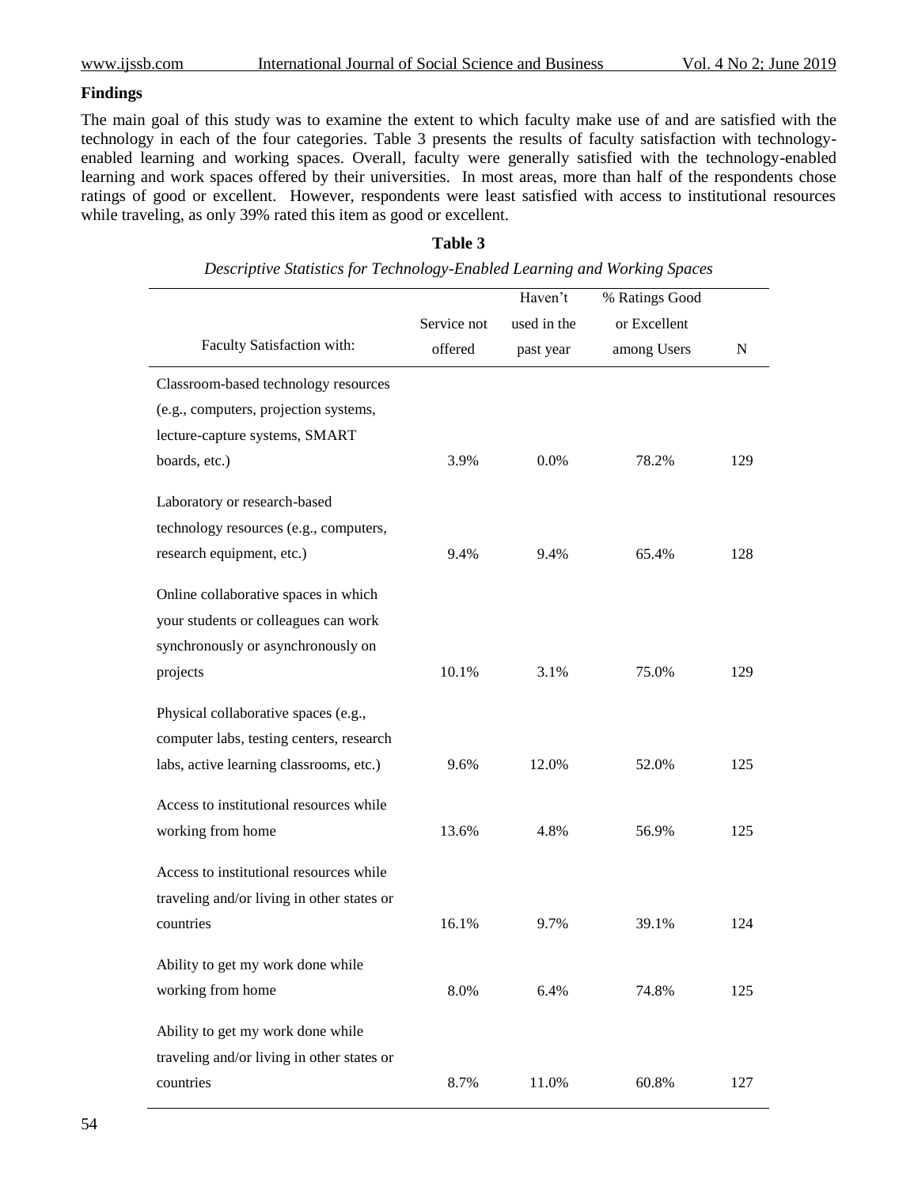**Findings**

The main goal of this study was to examine the extent to which faculty make use of and are satisfied with the technology in each of the four categories. Table 3 presents the results of faculty satisfaction with technology-enabled learning and working spaces. Overall, faculty were generally satisfied with the technology-enabled learning and work spaces offered by their universities. In most areas, more than half of the respondents chose ratings of good or excellent. However, respondents were least satisfied with access to institutional resources while traveling, as only 39% rated this item as good or excellent.

**Table 3**

*Descriptive Statistics for Technology-Enabled Learning and Working Spaces*

| Faculty Satisfaction with: | Service not offered | Haven't used in the past year | % Ratings Good or Excellent among Users | N |
|---|---|---|---|---|
| Classroom-based technology resources (e.g., computers, projection systems, lecture-capture systems, SMART boards, etc.) | 3.9% | 0.0% | 78.2% | 129 |
| Laboratory or research-based technology resources (e.g., computers, research equipment, etc.) | 9.4% | 9.4% | 65.4% | 128 |
| Online collaborative spaces in which your students or colleagues can work synchronously or asynchronously on projects | 10.1% | 3.1% | 75.0% | 129 |
| Physical collaborative spaces (e.g., computer labs, testing centers, research labs, active learning classrooms, etc.) | 9.6% | 12.0% | 52.0% | 125 |
| Access to institutional resources while working from home | 13.6% | 4.8% | 56.9% | 125 |
| Access to institutional resources while traveling and/or living in other states or countries | 16.1% | 9.7% | 39.1% | 124 |
| Ability to get my work done while working from home | 8.0% | 6.4% | 74.8% | 125 |
| Ability to get my work done while traveling and/or living in other states or countries | 8.7% | 11.0% | 60.8% | 127 |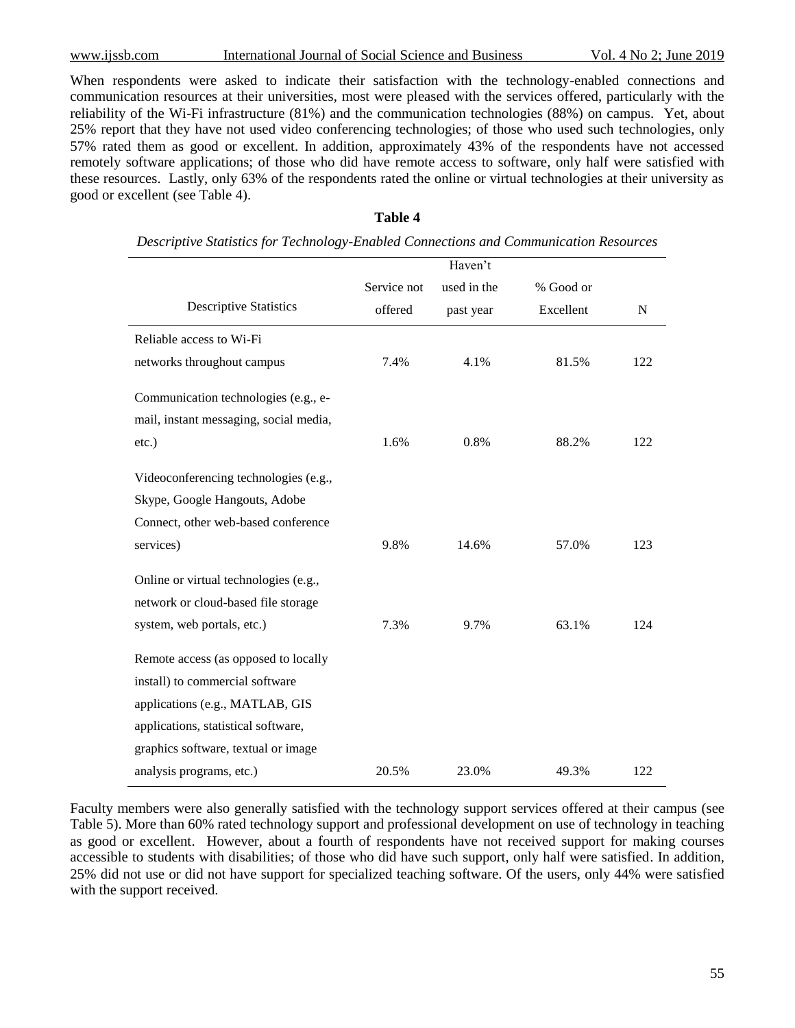When respondents were asked to indicate their satisfaction with the technology-enabled connections and communication resources at their universities, most were pleased with the services offered, particularly with the reliability of the Wi-Fi infrastructure (81%) and the communication technologies (88%) on campus. Yet, about 25% report that they have not used video conferencing technologies; of those who used such technologies, only 57% rated them as good or excellent. In addition, approximately 43% of the respondents have not accessed remotely software applications; of those who did have remote access to software, only half were satisfied with these resources. Lastly, only 63% of the respondents rated the online or virtual technologies at their university as good or excellent (see Table 4).

**Table 4**

*Descriptive Statistics for Technology-Enabled Connections and Communication Resources*

| Descriptive Statistics | Service not offered | Haven't used in the past year | % Good or Excellent | N |
|---|---|---|---|---|
| Reliable access to Wi-Fi networks throughout campus | 7.4% | 4.1% | 81.5% | 122 |
| Communication technologies (e.g., e-mail, instant messaging, social media, etc.) | 1.6% | 0.8% | 88.2% | 122 |
| Videoconferencing technologies (e.g., Skype, Google Hangouts, Adobe Connect, other web-based conference services) | 9.8% | 14.6% | 57.0% | 123 |
| Online or virtual technologies (e.g., network or cloud-based file storage system, web portals, etc.) | 7.3% | 9.7% | 63.1% | 124 |
| Remote access (as opposed to locally install) to commercial software applications (e.g., MATLAB, GIS applications, statistical software, graphics software, textual or image analysis programs, etc.) | 20.5% | 23.0% | 49.3% | 122 |

Faculty members were also generally satisfied with the technology support services offered at their campus (see Table 5). More than 60% rated technology support and professional development on use of technology in teaching as good or excellent. However, about a fourth of respondents have not received support for making courses accessible to students with disabilities; of those who did have such support, only half were satisfied. In addition, 25% did not use or did not have support for specialized teaching software. Of the users, only 44% were satisfied with the support received.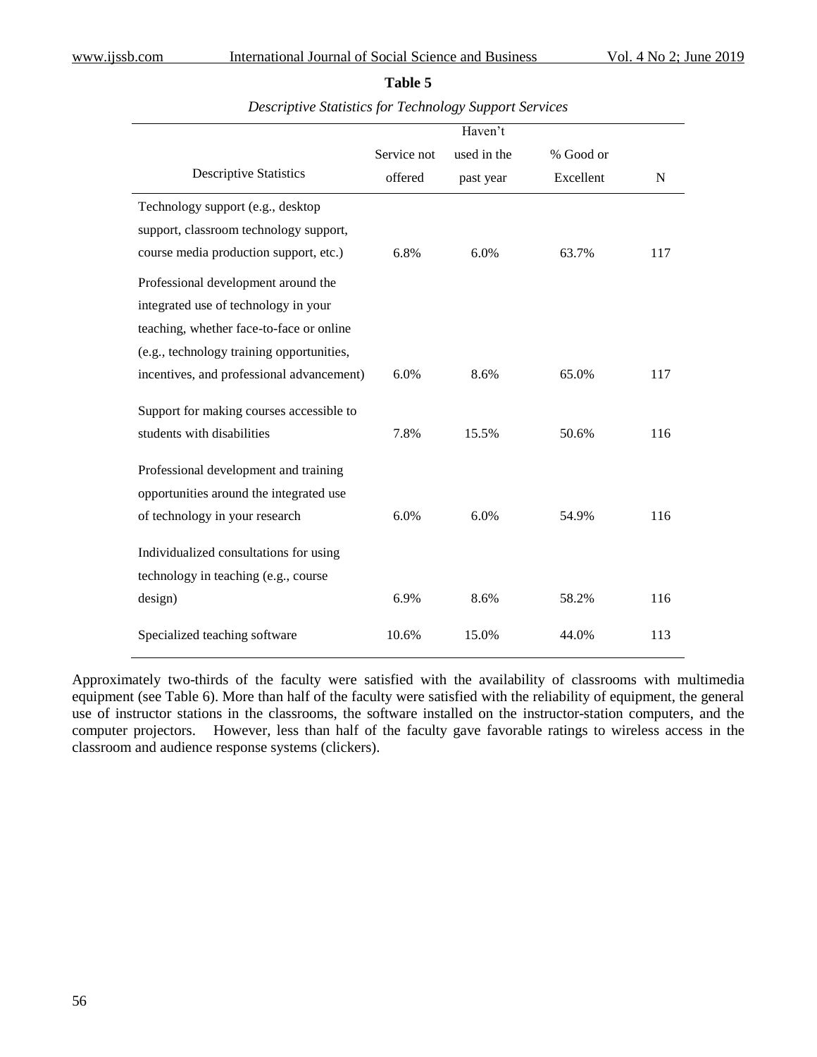**Table 5**

*Descriptive Statistics for Technology Support Services*

| Descriptive Statistics | Service not offered | Haven't used in the past year | % Good or Excellent | N |
|---|---|---|---|---|
| Technology support (e.g., desktop support, classroom technology support, course media production support, etc.) | 6.8% | 6.0% | 63.7% | 117 |
| Professional development around the integrated use of technology in your teaching, whether face-to-face or online (e.g., technology training opportunities, incentives, and professional advancement) | 6.0% | 8.6% | 65.0% | 117 |
| Support for making courses accessible to students with disabilities | 7.8% | 15.5% | 50.6% | 116 |
| Professional development and training opportunities around the integrated use of technology in your research | 6.0% | 6.0% | 54.9% | 116 |
| Individualized consultations for using technology in teaching (e.g., course design) | 6.9% | 8.6% | 58.2% | 116 |
| Specialized teaching software | 10.6% | 15.0% | 44.0% | 113 |

Approximately two-thirds of the faculty were satisfied with the availability of classrooms with multimedia equipment (see Table 6). More than half of the faculty were satisfied with the reliability of equipment, the general use of instructor stations in the classrooms, the software installed on the instructor-station computers, and the computer projectors. However, less than half of the faculty gave favorable ratings to wireless access in the classroom and audience response systems (clickers).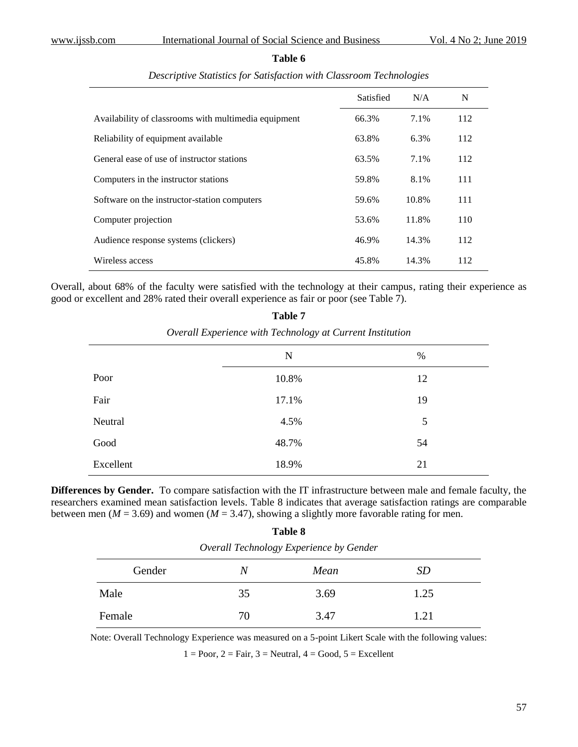**Table 6**

*Descriptive Statistics for Satisfaction with Classroom Technologies*

| | Satisfied | N/A | N |
|---|---|---|---|
| Availability of classrooms with multimedia equipment | 66.3% | 7.1% | 112 |
| Reliability of equipment available | 63.8% | 6.3% | 112 |
| General ease of use of instructor stations | 63.5% | 7.1% | 112 |
| Computers in the instructor stations | 59.8% | 8.1% | 111 |
| Software on the instructor-station computers | 59.6% | 10.8% | 111 |
| Computer projection | 53.6% | 11.8% | 110 |
| Audience response systems (clickers) | 46.9% | 14.3% | 112 |
| Wireless access | 45.8% | 14.3% | 112 |

Overall, about 68% of the faculty were satisfied with the technology at their campus, rating their experience as good or excellent and 28% rated their overall experience as fair or poor (see Table 7).

**Table 7**

*Overall Experience with Technology at Current Institution*

| | N | % |
|---|---|---|
| Poor | 10.8% | 12 |
| Fair | 17.1% | 19 |
| Neutral | 4.5% | 5 |
| Good | 48.7% | 54 |
| Excellent | 18.9% | 21 |

**Differences by Gender.** To compare satisfaction with the IT infrastructure between male and female faculty, the researchers examined mean satisfaction levels. Table 8 indicates that average satisfaction ratings are comparable between men ($M = 3.69$) and women ($M = 3.47$), showing a slightly more favorable rating for men.

**Table 8**

*Overall Technology Experience by Gender*

| Gender | *N* | *Mean* | *SD* |
|---|---|---|---|
| Male | 35 | 3.69 | 1.25 |
| Female | 70 | 3.47 | 1.21 |

Note: Overall Technology Experience was measured on a 5-point Likert Scale with the following values:

1 = Poor, 2 = Fair, 3 = Neutral, 4 = Good, 5 = Excellent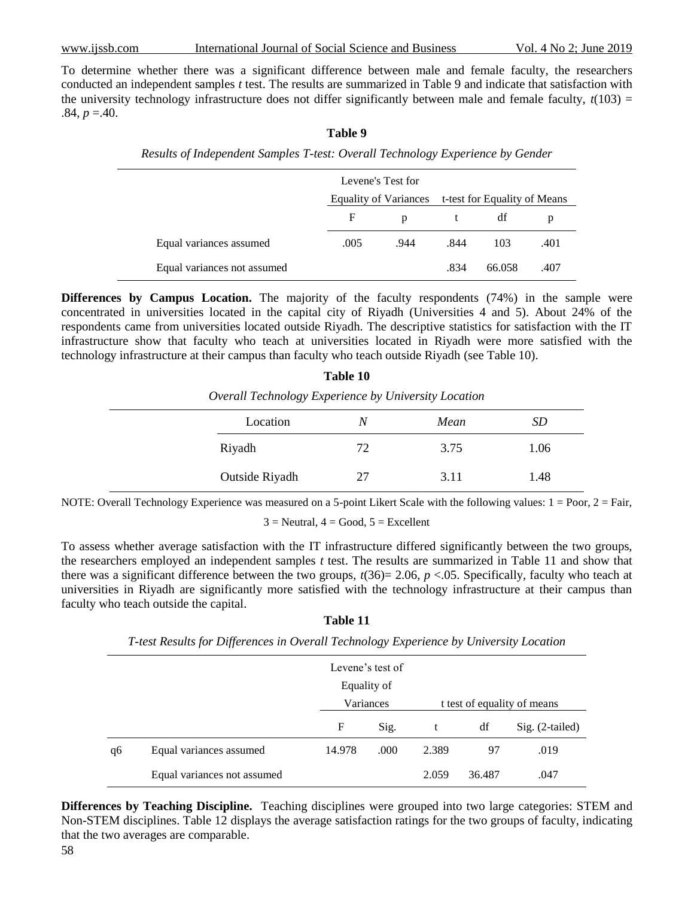To determine whether there was a significant difference between male and female faculty, the researchers conducted an independent samples *t* test. The results are summarized in Table 9 and indicate that satisfaction with the university technology infrastructure does not differ significantly between male and female faculty, $t(103) = .84$, $p = .40$.

**Table 9**

*Results of Independent Samples T-test: Overall Technology Experience by Gender*

| | Levene's Test for Equality of Variances | | t-test for Equality of Means | | |
|---|---|---|---|---|---|
| | F | p | t | df | p |
| Equal variances assumed | .005 | .944 | .844 | 103 | .401 |
| Equal variances not assumed | | | .834 | 66.058 | .407 |

**Differences by Campus Location.** The majority of the faculty respondents (74%) in the sample were concentrated in universities located in the capital city of Riyadh (Universities 4 and 5). About 24% of the respondents came from universities located outside Riyadh. The descriptive statistics for satisfaction with the IT infrastructure show that faculty who teach at universities located in Riyadh were more satisfied with the technology infrastructure at their campus than faculty who teach outside Riyadh (see Table 10).

**Table 10**

*Overall Technology Experience by University Location*

| Location | *N* | *Mean* | *SD* |
|---|---|---|---|
| Riyadh | 72 | 3.75 | 1.06 |
| Outside Riyadh | 27 | 3.11 | 1.48 |

NOTE: Overall Technology Experience was measured on a 5-point Likert Scale with the following values: 1 = Poor, 2 = Fair, 3 = Neutral, 4 = Good, 5 = Excellent

To assess whether average satisfaction with the IT infrastructure differed significantly between the two groups, the researchers employed an independent samples *t* test. The results are summarized in Table 11 and show that there was a significant difference between the two groups, $t(36) = 2.06$, $p < .05$. Specifically, faculty who teach at universities in Riyadh are significantly more satisfied with the technology infrastructure at their campus than faculty who teach outside the capital.

**Table 11**

*T-test Results for Differences in Overall Technology Experience by University Location*

| | | Levene's test of Equality of Variances | | t test of equality of means | | |
|---|---|---|---|---|---|---|
| | | F | Sig. | t | df | Sig. (2-tailed) |
| q6 | Equal variances assumed | 14.978 | .000 | 2.389 | 97 | .019 |
| | Equal variances not assumed | | | 2.059 | 36.487 | .047 |

**Differences by Teaching Discipline.** Teaching disciplines were grouped into two large categories: STEM and Non-STEM disciplines. Table 12 displays the average satisfaction ratings for the two groups of faculty, indicating that the two averages are comparable.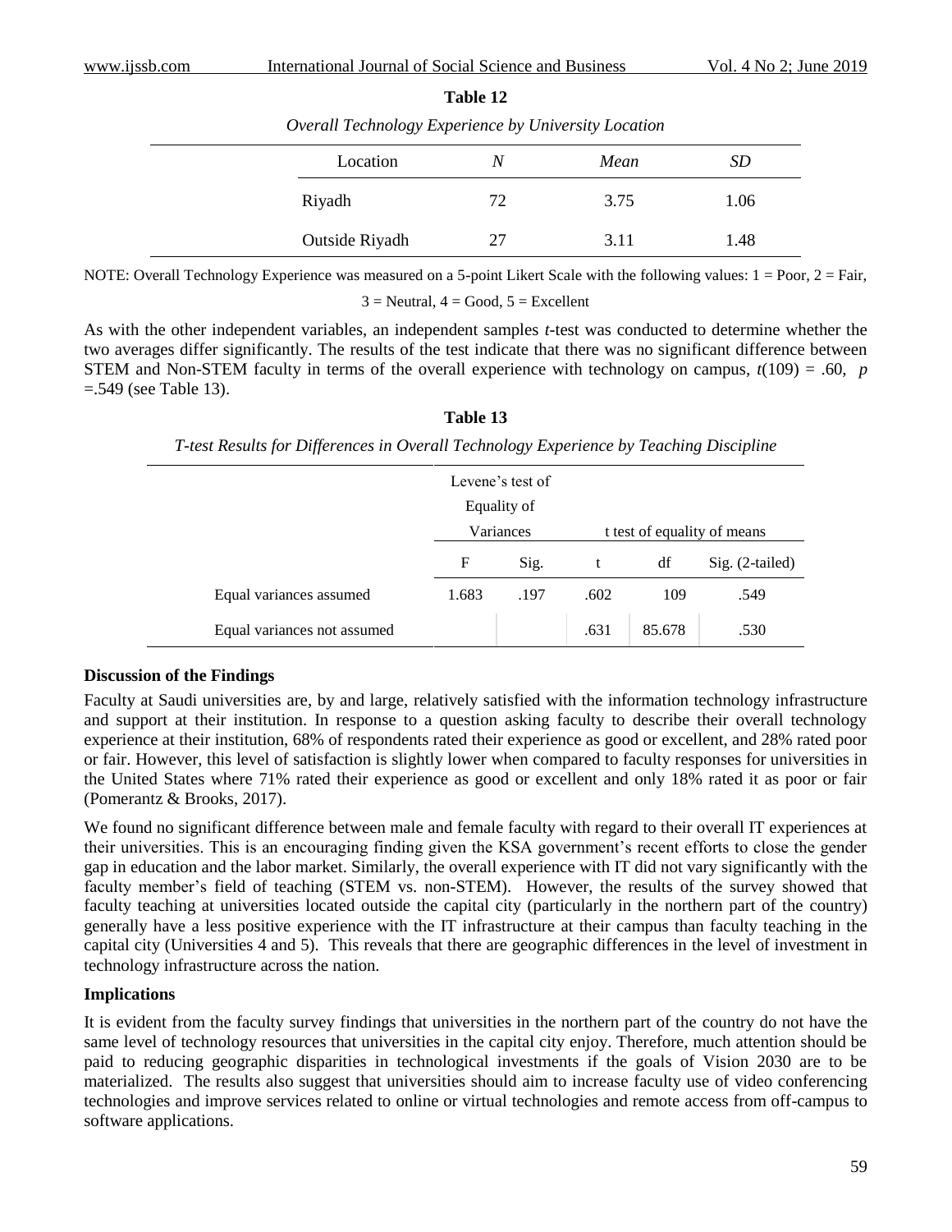**Table 12**

*Overall Technology Experience by University Location*

| Location | *N* | *Mean* | *SD* |
|---|---|---|---|
| Riyadh | 72 | 3.75 | 1.06 |
| Outside Riyadh | 27 | 3.11 | 1.48 |

NOTE: Overall Technology Experience was measured on a 5-point Likert Scale with the following values: 1 = Poor, 2 = Fair, 3 = Neutral, 4 = Good, 5 = Excellent

As with the other independent variables, an independent samples *t*-test was conducted to determine whether the two averages differ significantly. The results of the test indicate that there was no significant difference between STEM and Non-STEM faculty in terms of the overall experience with technology on campus, $t(109) = .60$, $p = .549$ (see Table 13).

**Table 13**

*T-test Results for Differences in Overall Technology Experience by Teaching Discipline*

| | Levene's test of Equality of Variances | | t test of equality of means | | |
|---|---|---|---|---|---|
| | F | Sig. | t | df | Sig. (2-tailed) |
| Equal variances assumed | 1.683 | .197 | .602 | 109 | .549 |
| Equal variances not assumed | | | .631 | 85.678 | .530 |

## Discussion of the Findings

Faculty at Saudi universities are, by and large, relatively satisfied with the information technology infrastructure and support at their institution. In response to a question asking faculty to describe their overall technology experience at their institution, 68% of respondents rated their experience as good or excellent, and 28% rated poor or fair. However, this level of satisfaction is slightly lower when compared to faculty responses for universities in the United States where 71% rated their experience as good or excellent and only 18% rated it as poor or fair (Pomerantz & Brooks, 2017).

We found no significant difference between male and female faculty with regard to their overall IT experiences at their universities. This is an encouraging finding given the KSA government's recent efforts to close the gender gap in education and the labor market. Similarly, the overall experience with IT did not vary significantly with the faculty member's field of teaching (STEM vs. non-STEM). However, the results of the survey showed that faculty teaching at universities located outside the capital city (particularly in the northern part of the country) generally have a less positive experience with the IT infrastructure at their campus than faculty teaching in the capital city (Universities 4 and 5). This reveals that there are geographic differences in the level of investment in technology infrastructure across the nation.

## Implications

It is evident from the faculty survey findings that universities in the northern part of the country do not have the same level of technology resources that universities in the capital city enjoy. Therefore, much attention should be paid to reducing geographic disparities in technological investments if the goals of Vision 2030 are to be materialized. The results also suggest that universities should aim to increase faculty use of video conferencing technologies and improve services related to online or virtual technologies and remote access from off-campus to software applications.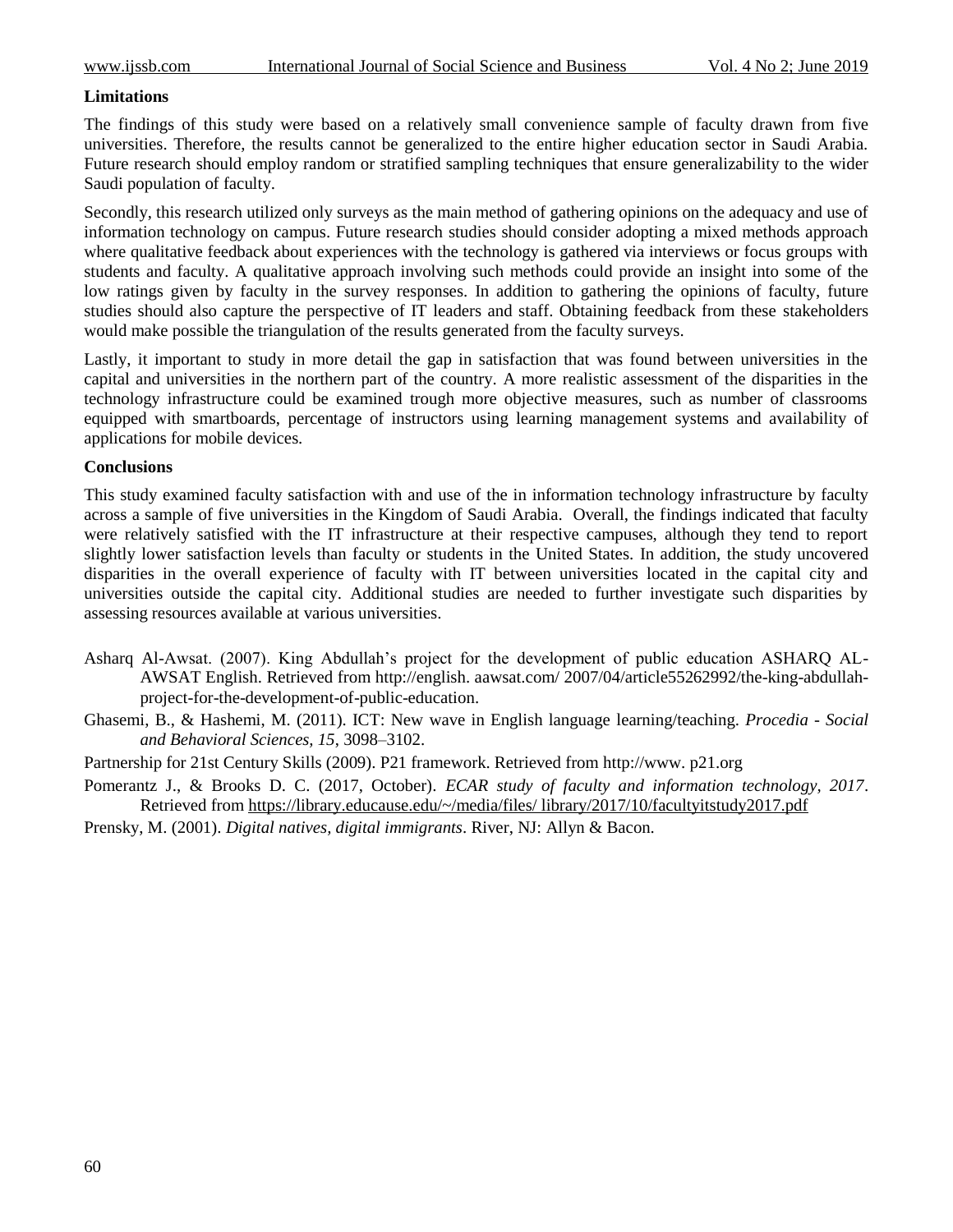**Limitations**

The findings of this study were based on a relatively small convenience sample of faculty drawn from five universities. Therefore, the results cannot be generalized to the entire higher education sector in Saudi Arabia. Future research should employ random or stratified sampling techniques that ensure generalizability to the wider Saudi population of faculty.

Secondly, this research utilized only surveys as the main method of gathering opinions on the adequacy and use of information technology on campus. Future research studies should consider adopting a mixed methods approach where qualitative feedback about experiences with the technology is gathered via interviews or focus groups with students and faculty. A qualitative approach involving such methods could provide an insight into some of the low ratings given by faculty in the survey responses. In addition to gathering the opinions of faculty, future studies should also capture the perspective of IT leaders and staff. Obtaining feedback from these stakeholders would make possible the triangulation of the results generated from the faculty surveys.

Lastly, it important to study in more detail the gap in satisfaction that was found between universities in the capital and universities in the northern part of the country. A more realistic assessment of the disparities in the technology infrastructure could be examined trough more objective measures, such as number of classrooms equipped with smartboards, percentage of instructors using learning management systems and availability of applications for mobile devices.

**Conclusions**

This study examined faculty satisfaction with and use of the in information technology infrastructure by faculty across a sample of five universities in the Kingdom of Saudi Arabia. Overall, the findings indicated that faculty were relatively satisfied with the IT infrastructure at their respective campuses, although they tend to report slightly lower satisfaction levels than faculty or students in the United States. In addition, the study uncovered disparities in the overall experience of faculty with IT between universities located in the capital city and universities outside the capital city. Additional studies are needed to further investigate such disparities by assessing resources available at various universities.

Asharq Al-Awsat. (2007). King Abdullah's project for the development of public education ASHARQ AL-AWSAT English. Retrieved from http://english. aawsat.com/ 2007/04/article55262992/the-king-abdullah-project-for-the-development-of-public-education.

Ghasemi, B., & Hashemi, M. (2011). ICT: New wave in English language learning/teaching. *Procedia - Social and Behavioral Sciences, 15*, 3098–3102.

Partnership for 21st Century Skills (2009). P21 framework. Retrieved from http://www. p21.org

Pomerantz J., & Brooks D. C. (2017, October). *ECAR study of faculty and information technology, 2017*. Retrieved from https://library.educause.edu/~/media/files/ library/2017/10/facultyitstudy2017.pdf

Prensky, M. (2001). *Digital natives, digital immigrants*. River, NJ: Allyn & Bacon.